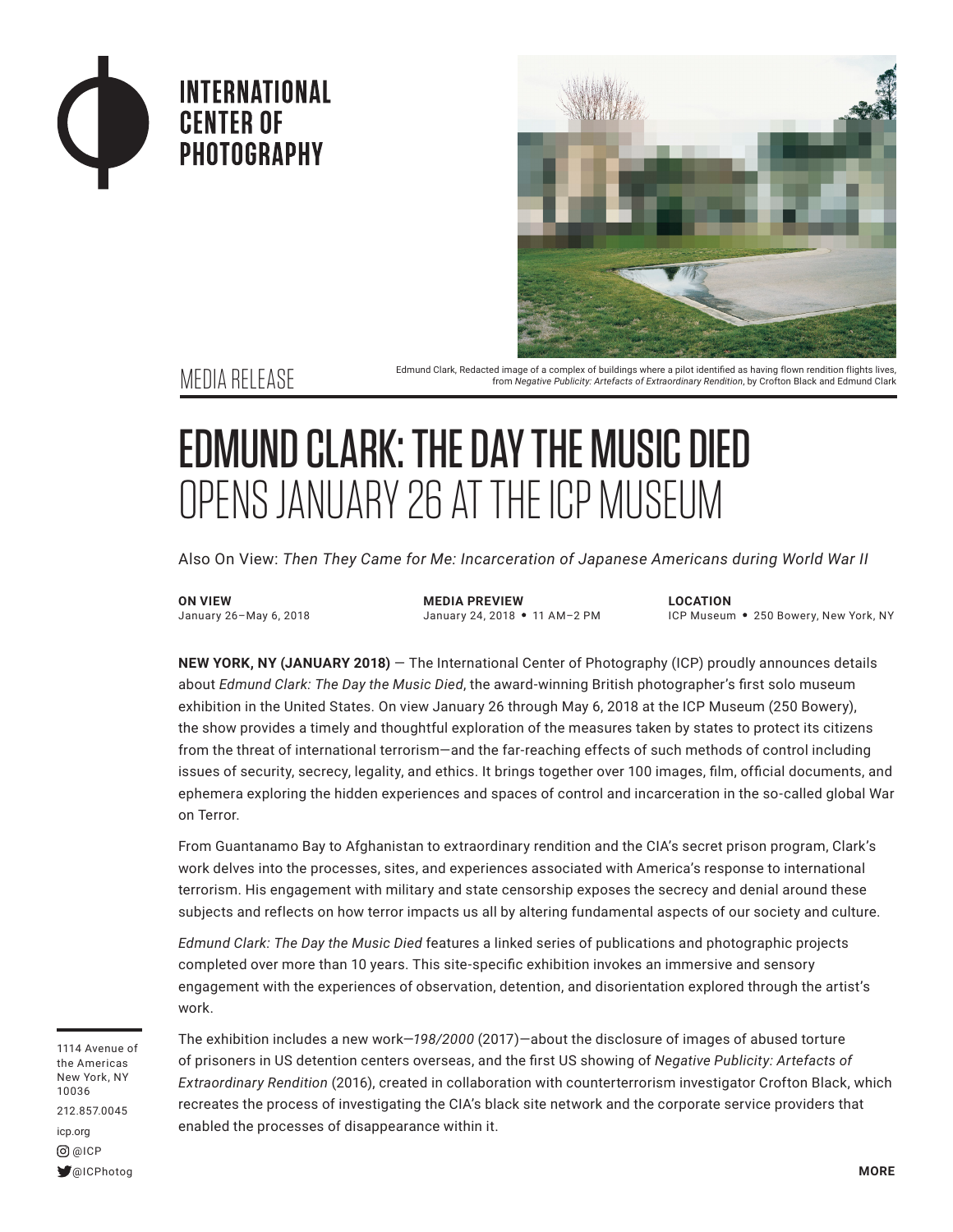INTERNATIONAL CENTER OF PHOTOGRAPHY

Edmund Clark, Redacted image of a complex of buildings where a pilot identified as having flown rendition flights lives, from *Negative Publicity: Artefacts of Extraordinary Rendition*, by Crofton Black and Edmund Clark

MEDIA RELEASE

# EDMUND CLARK: THE DAY THE MUSIC DIED
## OPENS JANUARY 26 AT THE ICP MUSEUM

Also On View: *Then They Came for Me: Incarceration of Japanese Americans during World War II*

**ON VIEW**
January 26–May 6, 2018

**MEDIA PREVIEW**
January 24, 2018 • 11 AM–2 PM

**LOCATION**
ICP Museum • 250 Bowery, New York, NY

**NEW YORK, NY (JANUARY 2018)** — The International Center of Photography (ICP) proudly announces details about *Edmund Clark: The Day the Music Died*, the award-winning British photographer's first solo museum exhibition in the United States. On view January 26 through May 6, 2018 at the ICP Museum (250 Bowery), the show provides a timely and thoughtful exploration of the measures taken by states to protect its citizens from the threat of international terrorism—and the far-reaching effects of such methods of control including issues of security, secrecy, legality, and ethics. It brings together over 100 images, film, official documents, and ephemera exploring the hidden experiences and spaces of control and incarceration in the so-called global War on Terror.

From Guantanamo Bay to Afghanistan to extraordinary rendition and the CIA's secret prison program, Clark's work delves into the processes, sites, and experiences associated with America's response to international terrorism. His engagement with military and state censorship exposes the secrecy and denial around these subjects and reflects on how terror impacts us all by altering fundamental aspects of our society and culture.

*Edmund Clark: The Day the Music Died* features a linked series of publications and photographic projects completed over more than 10 years. This site-specific exhibition invokes an immersive and sensory engagement with the experiences of observation, detention, and disorientation explored through the artist's work.

The exhibition includes a new work—*198/2000* (2017)—about the disclosure of images of abused torture of prisoners in US detention centers overseas, and the first US showing of *Negative Publicity: Artefacts of Extraordinary Rendition* (2016), created in collaboration with counterterrorism investigator Crofton Black, which recreates the process of investigating the CIA's black site network and the corporate service providers that enabled the processes of disappearance within it.

1114 Avenue of the Americas
New York, NY 10036
212.857.0045
icp.org
@ICP
@ICPhotog

**MORE**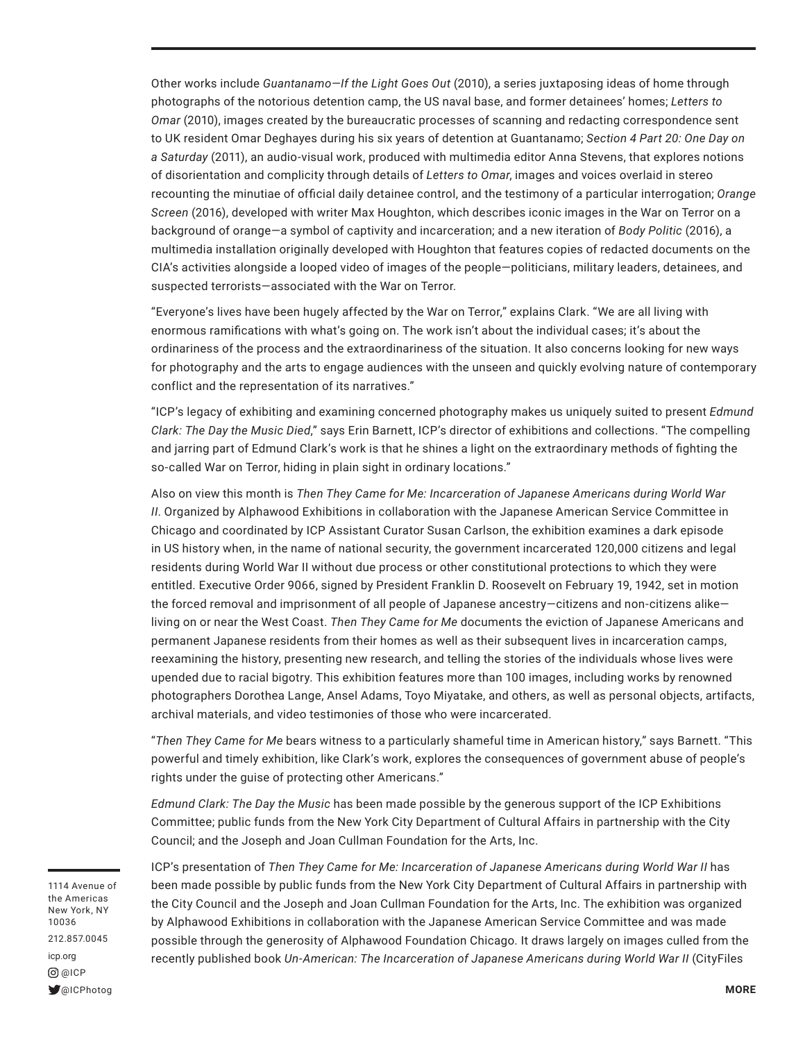Other works include *Guantanamo—If the Light Goes Out* (2010), a series juxtaposing ideas of home through photographs of the notorious detention camp, the US naval base, and former detainees' homes; *Letters to Omar* (2010), images created by the bureaucratic processes of scanning and redacting correspondence sent to UK resident Omar Deghayes during his six years of detention at Guantanamo; *Section 4 Part 20: One Day on a Saturday* (2011), an audio-visual work, produced with multimedia editor Anna Stevens, that explores notions of disorientation and complicity through details of *Letters to Omar*, images and voices overlaid in stereo recounting the minutiae of official daily detainee control, and the testimony of a particular interrogation; *Orange Screen* (2016), developed with writer Max Houghton, which describes iconic images in the War on Terror on a background of orange—a symbol of captivity and incarceration; and a new iteration of *Body Politic* (2016), a multimedia installation originally developed with Houghton that features copies of redacted documents on the CIA's activities alongside a looped video of images of the people—politicians, military leaders, detainees, and suspected terrorists—associated with the War on Terror.

"Everyone's lives have been hugely affected by the War on Terror," explains Clark. "We are all living with enormous ramifications with what's going on. The work isn't about the individual cases; it's about the ordinariness of the process and the extraordinariness of the situation. It also concerns looking for new ways for photography and the arts to engage audiences with the unseen and quickly evolving nature of contemporary conflict and the representation of its narratives."

"ICP's legacy of exhibiting and examining concerned photography makes us uniquely suited to present *Edmund Clark: The Day the Music Died*," says Erin Barnett, ICP's director of exhibitions and collections. "The compelling and jarring part of Edmund Clark's work is that he shines a light on the extraordinary methods of fighting the so-called War on Terror, hiding in plain sight in ordinary locations."

Also on view this month is *Then They Came for Me: Incarceration of Japanese Americans during World War II*. Organized by Alphawood Exhibitions in collaboration with the Japanese American Service Committee in Chicago and coordinated by ICP Assistant Curator Susan Carlson, the exhibition examines a dark episode in US history when, in the name of national security, the government incarcerated 120,000 citizens and legal residents during World War II without due process or other constitutional protections to which they were entitled. Executive Order 9066, signed by President Franklin D. Roosevelt on February 19, 1942, set in motion the forced removal and imprisonment of all people of Japanese ancestry—citizens and non-citizens alike—living on or near the West Coast. *Then They Came for Me* documents the eviction of Japanese Americans and permanent Japanese residents from their homes as well as their subsequent lives in incarceration camps, reexamining the history, presenting new research, and telling the stories of the individuals whose lives were upended due to racial bigotry. This exhibition features more than 100 images, including works by renowned photographers Dorothea Lange, Ansel Adams, Toyo Miyatake, and others, as well as personal objects, artifacts, archival materials, and video testimonies of those who were incarcerated.

"*Then They Came for Me* bears witness to a particularly shameful time in American history," says Barnett. "This powerful and timely exhibition, like Clark's work, explores the consequences of government abuse of people's rights under the guise of protecting other Americans."

*Edmund Clark: The Day the Music* has been made possible by the generous support of the ICP Exhibitions Committee; public funds from the New York City Department of Cultural Affairs in partnership with the City Council; and the Joseph and Joan Cullman Foundation for the Arts, Inc.

ICP's presentation of *Then They Came for Me: Incarceration of Japanese Americans during World War II* has been made possible by public funds from the New York City Department of Cultural Affairs in partnership with the City Council and the Joseph and Joan Cullman Foundation for the Arts, Inc. The exhibition was organized by Alphawood Exhibitions in collaboration with the Japanese American Service Committee and was made possible through the generosity of Alphawood Foundation Chicago. It draws largely on images culled from the recently published book *Un-American: The Incarceration of Japanese Americans during World War II* (CityFiles

1114 Avenue of the Americas
New York, NY 10036

212.857.0045

icp.org

@ICP

@ICPhotog

**MORE**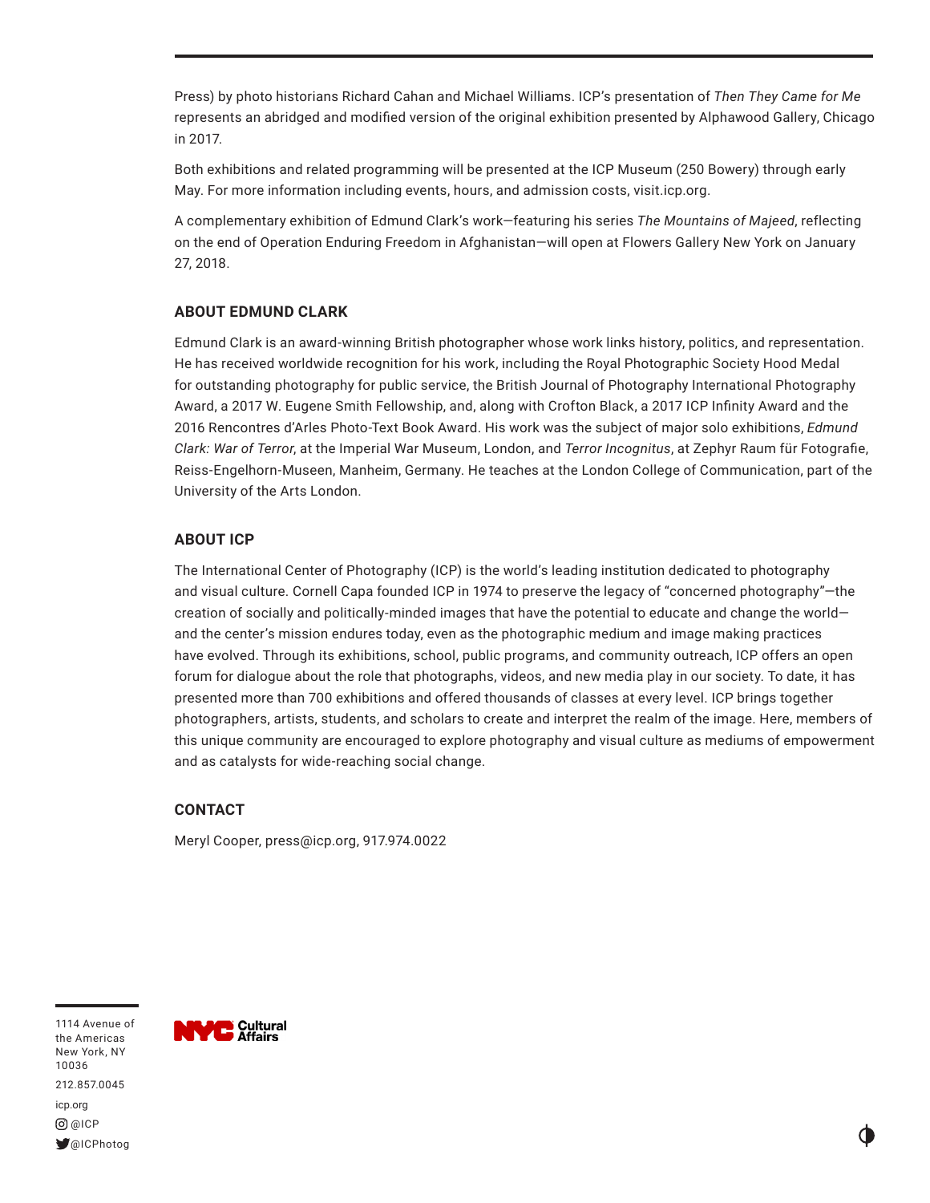Press) by photo historians Richard Cahan and Michael Williams. ICP's presentation of *Then They Came for Me* represents an abridged and modified version of the original exhibition presented by Alphawood Gallery, Chicago in 2017.

Both exhibitions and related programming will be presented at the ICP Museum (250 Bowery) through early May. For more information including events, hours, and admission costs, visit.icp.org.

A complementary exhibition of Edmund Clark's work—featuring his series *The Mountains of Majeed*, reflecting on the end of Operation Enduring Freedom in Afghanistan—will open at Flowers Gallery New York on January 27, 2018.

## ABOUT EDMUND CLARK

Edmund Clark is an award-winning British photographer whose work links history, politics, and representation. He has received worldwide recognition for his work, including the Royal Photographic Society Hood Medal for outstanding photography for public service, the British Journal of Photography International Photography Award, a 2017 W. Eugene Smith Fellowship, and, along with Crofton Black, a 2017 ICP Infinity Award and the 2016 Rencontres d'Arles Photo-Text Book Award. His work was the subject of major solo exhibitions, *Edmund Clark: War of Terror*, at the Imperial War Museum, London, and *Terror Incognitus*, at Zephyr Raum für Fotografie, Reiss-Engelhorn-Museen, Manheim, Germany. He teaches at the London College of Communication, part of the University of the Arts London.

## ABOUT ICP

The International Center of Photography (ICP) is the world's leading institution dedicated to photography and visual culture. Cornell Capa founded ICP in 1974 to preserve the legacy of "concerned photography"—the creation of socially and politically-minded images that have the potential to educate and change the world—and the center's mission endures today, even as the photographic medium and image making practices have evolved. Through its exhibitions, school, public programs, and community outreach, ICP offers an open forum for dialogue about the role that photographs, videos, and new media play in our society. To date, it has presented more than 700 exhibitions and offered thousands of classes at every level. ICP brings together photographers, artists, students, and scholars to create and interpret the realm of the image. Here, members of this unique community are encouraged to explore photography and visual culture as mediums of empowerment and as catalysts for wide-reaching social change.

## CONTACT

Meryl Cooper, press@icp.org, 917.974.0022

1114 Avenue of the Americas
New York, NY 10036
212.857.0045
icp.org
@ICP
@ICPhotog

NYC Cultural Affairs